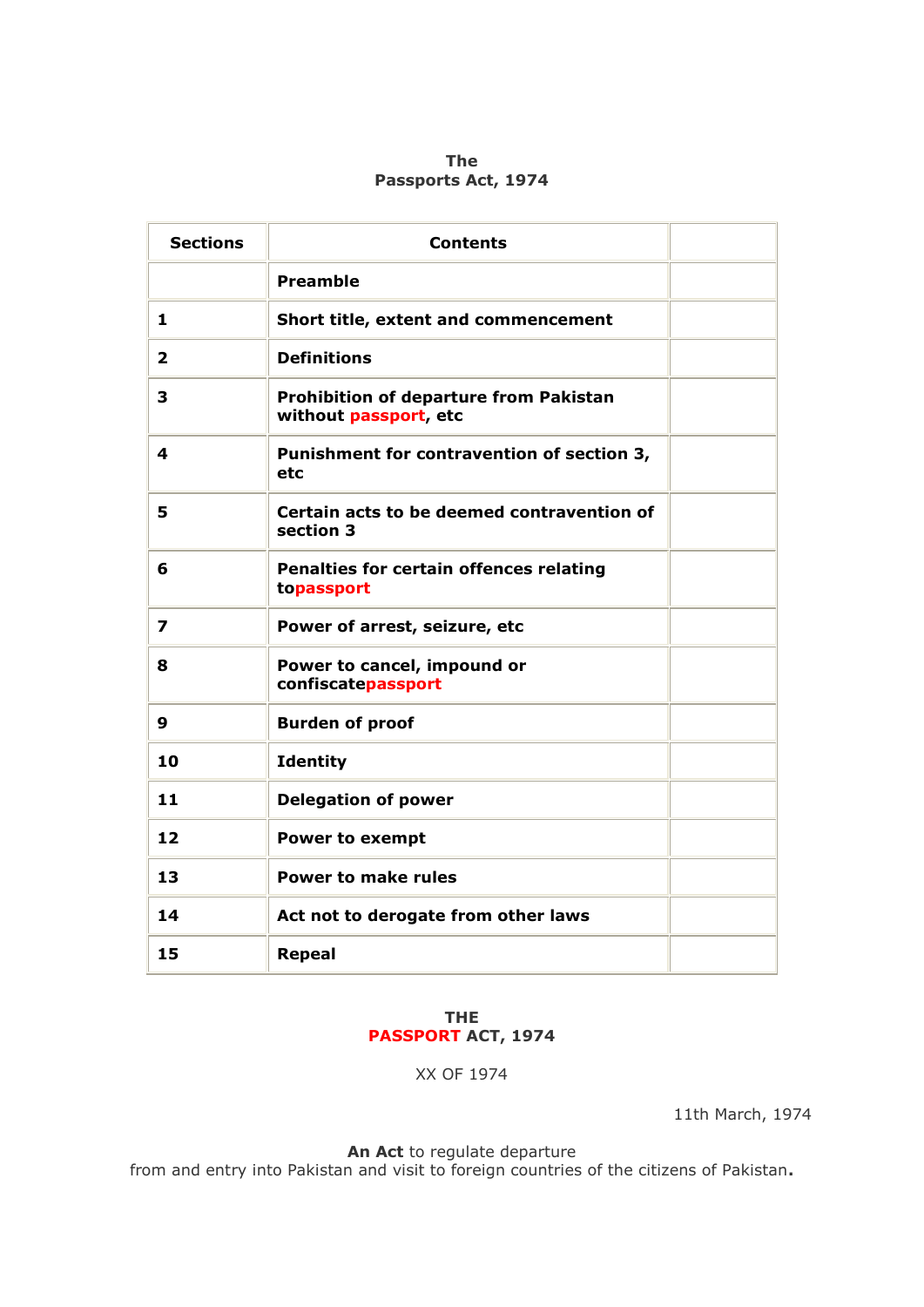**The**
**Passports Act, 1974**

| Sections | Contents | |
|---|---|---|
| | **Preamble** | |
| 1 | **Short title, extent and commencement** | |
| 2 | **Definitions** | |
| 3 | **Prohibition of departure from Pakistan without passport, etc** | |
| 4 | **Punishment for contravention of section 3, etc** | |
| 5 | **Certain acts to be deemed contravention of section 3** | |
| 6 | **Penalties for certain offences relating topassport** | |
| 7 | **Power of arrest, seizure, etc** | |
| 8 | **Power to cancel, impound or confiscatepassport** | |
| 9 | **Burden of proof** | |
| 10 | **Identity** | |
| 11 | **Delegation of power** | |
| 12 | **Power to exempt** | |
| 13 | **Power to make rules** | |
| 14 | **Act not to derogate from other laws** | |
| 15 | **Repeal** | |

**THE**
**PASSPORT ACT, 1974**

XX OF 1974

11th March, 1974

**An Act** to regulate departure from and entry into Pakistan and visit to foreign countries of the citizens of Pakistan**.**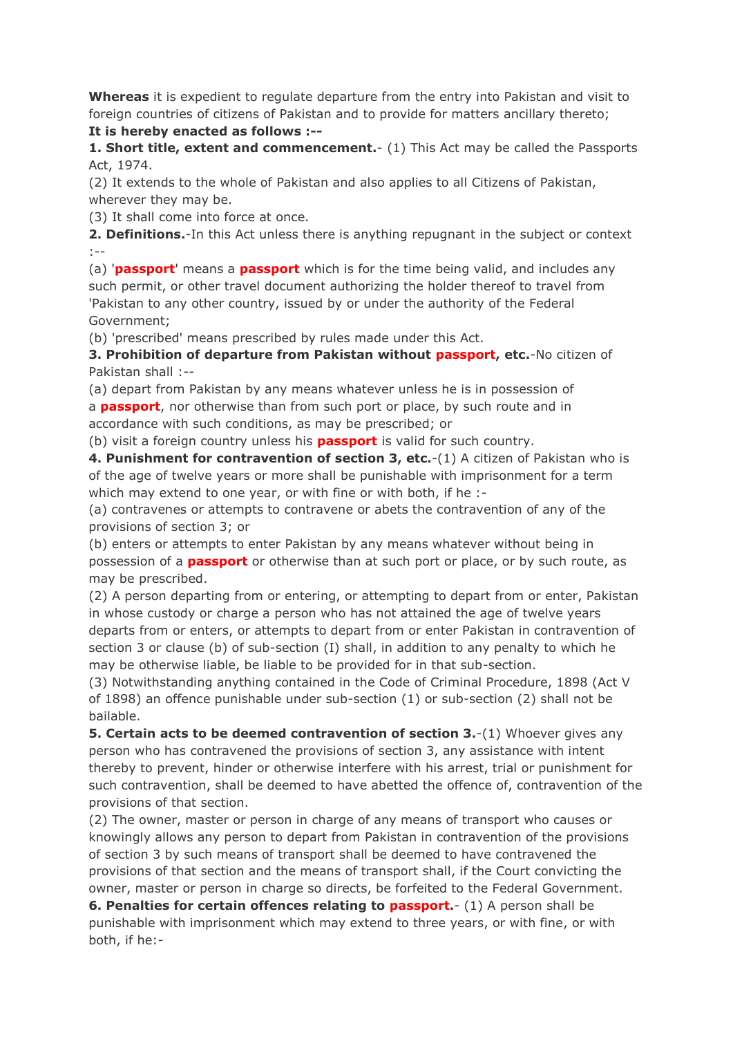**Whereas** it is expedient to regulate departure from the entry into Pakistan and visit to foreign countries of citizens of Pakistan and to provide for matters ancillary thereto;

**It is hereby enacted as follows :--**

**1. Short title, extent and commencement.**- (1) This Act may be called the Passports Act, 1974.

(2) It extends to the whole of Pakistan and also applies to all Citizens of Pakistan, wherever they may be.

(3) It shall come into force at once.

**2. Definitions.**-In this Act unless there is anything repugnant in the subject or context :--

(a) '**passport**' means a **passport** which is for the time being valid, and includes any such permit, or other travel document authorizing the holder thereof to travel from 'Pakistan to any other country, issued by or under the authority of the Federal Government;

(b) 'prescribed' means prescribed by rules made under this Act.

**3. Prohibition of departure from Pakistan without passport, etc.**-No citizen of Pakistan shall :--

(a) depart from Pakistan by any means whatever unless he is in possession of a **passport**, nor otherwise than from such port or place, by such route and in accordance with such conditions, as may be prescribed; or

(b) visit a foreign country unless his **passport** is valid for such country.

**4. Punishment for contravention of section 3, etc.**-(1) A citizen of Pakistan who is of the age of twelve years or more shall be punishable with imprisonment for a term which may extend to one year, or with fine or with both, if he :-

(a) contravenes or attempts to contravene or abets the contravention of any of the provisions of section 3; or

(b) enters or attempts to enter Pakistan by any means whatever without being in possession of a **passport** or otherwise than at such port or place, or by such route, as may be prescribed.

(2) A person departing from or entering, or attempting to depart from or enter, Pakistan in whose custody or charge a person who has not attained the age of twelve years departs from or enters, or attempts to depart from or enter Pakistan in contravention of section 3 or clause (b) of sub-section (I) shall, in addition to any penalty to which he may be otherwise liable, be liable to be provided for in that sub-section.

(3) Notwithstanding anything contained in the Code of Criminal Procedure, 1898 (Act V of 1898) an offence punishable under sub-section (1) or sub-section (2) shall not be bailable.

**5. Certain acts to be deemed contravention of section 3.**-(1) Whoever gives any person who has contravened the provisions of section 3, any assistance with intent thereby to prevent, hinder or otherwise interfere with his arrest, trial or punishment for such contravention, shall be deemed to have abetted the offence of, contravention of the provisions of that section.

(2) The owner, master or person in charge of any means of transport who causes or knowingly allows any person to depart from Pakistan in contravention of the provisions of section 3 by such means of transport shall be deemed to have contravened the provisions of that section and the means of transport shall, if the Court convicting the owner, master or person in charge so directs, be forfeited to the Federal Government.

**6. Penalties for certain offences relating to passport.**- (1) A person shall be punishable with imprisonment which may extend to three years, or with fine, or with both, if he:-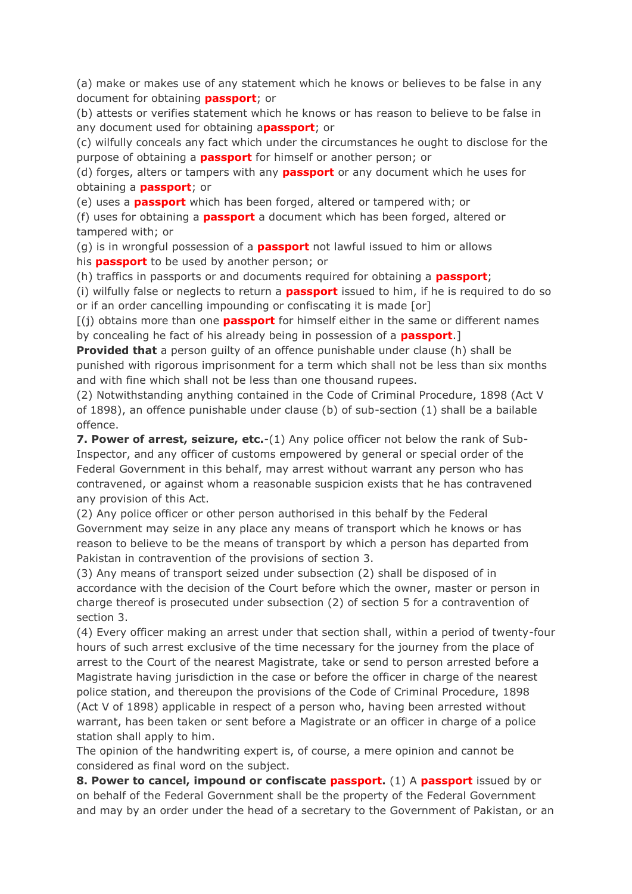(a) make or makes use of any statement which he knows or believes to be false in any document for obtaining **passport**; or

(b) attests or verifies statement which he knows or has reason to believe to be false in any document used for obtaining a**passport**; or

(c) wilfully conceals any fact which under the circumstances he ought to disclose for the purpose of obtaining a **passport** for himself or another person; or

(d) forges, alters or tampers with any **passport** or any document which he uses for obtaining a **passport**; or

(e) uses a **passport** which has been forged, altered or tampered with; or

(f) uses for obtaining a **passport** a document which has been forged, altered or tampered with; or

(g) is in wrongful possession of a **passport** not lawful issued to him or allows his **passport** to be used by another person; or

(h) traffics in passports or and documents required for obtaining a **passport**;

(i) wilfully false or neglects to return a **passport** issued to him, if he is required to do so or if an order cancelling impounding or confiscating it is made [or]

[(j) obtains more than one **passport** for himself either in the same or different names by concealing he fact of his already being in possession of a **passport**.]

**Provided that** a person guilty of an offence punishable under clause (h) shall be punished with rigorous imprisonment for a term which shall not be less than six months and with fine which shall not be less than one thousand rupees.

(2) Notwithstanding anything contained in the Code of Criminal Procedure, 1898 (Act V of 1898), an offence punishable under clause (b) of sub-section (1) shall be a bailable offence.

**7. Power of arrest, seizure, etc.**-(1) Any police officer not below the rank of Sub-Inspector, and any officer of customs empowered by general or special order of the Federal Government in this behalf, may arrest without warrant any person who has contravened, or against whom a reasonable suspicion exists that he has contravened any provision of this Act.

(2) Any police officer or other person authorised in this behalf by the Federal Government may seize in any place any means of transport which he knows or has reason to believe to be the means of transport by which a person has departed from Pakistan in contravention of the provisions of section 3.

(3) Any means of transport seized under subsection (2) shall be disposed of in accordance with the decision of the Court before which the owner, master or person in charge thereof is prosecuted under subsection (2) of section 5 for a contravention of section 3.

(4) Every officer making an arrest under that section shall, within a period of twenty-four hours of such arrest exclusive of the time necessary for the journey from the place of arrest to the Court of the nearest Magistrate, take or send to person arrested before a Magistrate having jurisdiction in the case or before the officer in charge of the nearest police station, and thereupon the provisions of the Code of Criminal Procedure, 1898 (Act V of 1898) applicable in respect of a person who, having been arrested without warrant, has been taken or sent before a Magistrate or an officer in charge of a police station shall apply to him.

The opinion of the handwriting expert is, of course, a mere opinion and cannot be considered as final word on the subject.

**8. Power to cancel, impound or confiscate passport.** (1) A **passport** issued by or on behalf of the Federal Government shall be the property of the Federal Government and may by an order under the head of a secretary to the Government of Pakistan, or an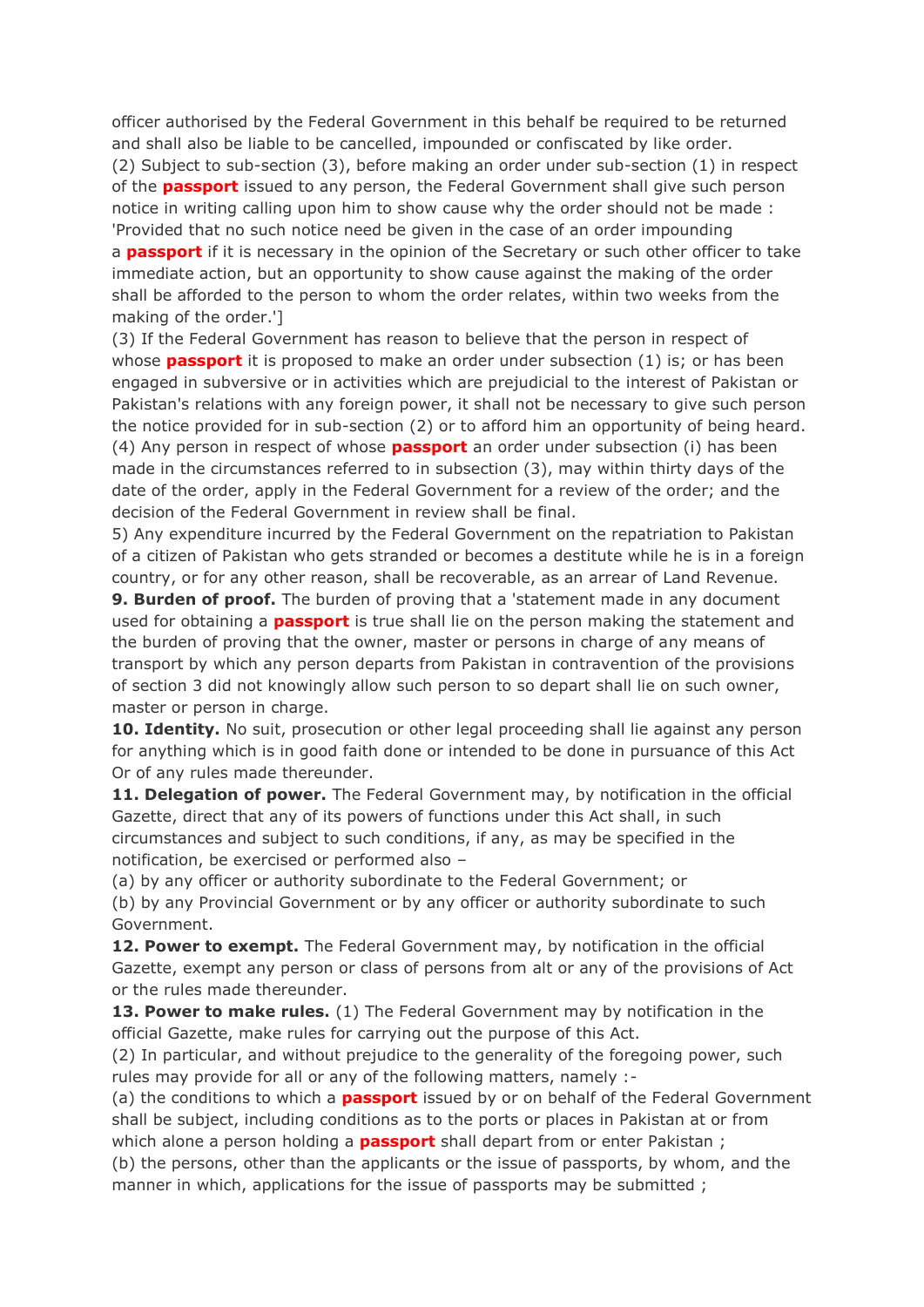officer authorised by the Federal Government in this behalf be required to be returned and shall also be liable to be cancelled, impounded or confiscated by like order.

(2) Subject to sub-section (3), before making an order under sub-section (1) in respect of the **passport** issued to any person, the Federal Government shall give such person notice in writing calling upon him to show cause why the order should not be made : 'Provided that no such notice need be given in the case of an order impounding a **passport** if it is necessary in the opinion of the Secretary or such other officer to take immediate action, but an opportunity to show cause against the making of the order shall be afforded to the person to whom the order relates, within two weeks from the making of the order.']

(3) If the Federal Government has reason to believe that the person in respect of whose **passport** it is proposed to make an order under subsection (1) is; or has been engaged in subversive or in activities which are prejudicial to the interest of Pakistan or Pakistan's relations with any foreign power, it shall not be necessary to give such person the notice provided for in sub-section (2) or to afford him an opportunity of being heard.

(4) Any person in respect of whose **passport** an order under subsection (i) has been made in the circumstances referred to in subsection (3), may within thirty days of the date of the order, apply in the Federal Government for a review of the order; and the decision of the Federal Government in review shall be final.

5) Any expenditure incurred by the Federal Government on the repatriation to Pakistan of a citizen of Pakistan who gets stranded or becomes a destitute while he is in a foreign country, or for any other reason, shall be recoverable, as an arrear of Land Revenue.

**9. Burden of proof.** The burden of proving that a 'statement made in any document used for obtaining a **passport** is true shall lie on the person making the statement and the burden of proving that the owner, master or persons in charge of any means of transport by which any person departs from Pakistan in contravention of the provisions of section 3 did not knowingly allow such person to so depart shall lie on such owner, master or person in charge.

**10. Identity.** No suit, prosecution or other legal proceeding shall lie against any person for anything which is in good faith done or intended to be done in pursuance of this Act Or of any rules made thereunder.

**11. Delegation of power.** The Federal Government may, by notification in the official Gazette, direct that any of its powers of functions under this Act shall, in such circumstances and subject to such conditions, if any, as may be specified in the notification, be exercised or performed also –

(a) by any officer or authority subordinate to the Federal Government; or

(b) by any Provincial Government or by any officer or authority subordinate to such Government.

**12. Power to exempt.** The Federal Government may, by notification in the official Gazette, exempt any person or class of persons from alt or any of the provisions of Act or the rules made thereunder.

**13. Power to make rules.** (1) The Federal Government may by notification in the official Gazette, make rules for carrying out the purpose of this Act.

(2) In particular, and without prejudice to the generality of the foregoing power, such rules may provide for all or any of the following matters, namely :-

(a) the conditions to which a **passport** issued by or on behalf of the Federal Government shall be subject, including conditions as to the ports or places in Pakistan at or from which alone a person holding a **passport** shall depart from or enter Pakistan ;

(b) the persons, other than the applicants or the issue of passports, by whom, and the manner in which, applications for the issue of passports may be submitted ;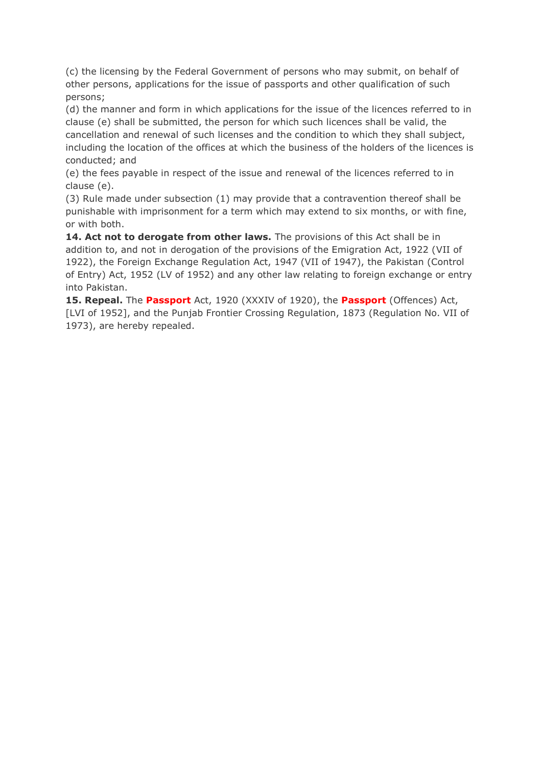(c) the licensing by the Federal Government of persons who may submit, on behalf of other persons, applications for the issue of passports and other qualification of such persons;

(d) the manner and form in which applications for the issue of the licences referred to in clause (e) shall be submitted, the person for which such licences shall be valid, the cancellation and renewal of such licenses and the condition to which they shall subject, including the location of the offices at which the business of the holders of the licences is conducted; and

(e) the fees payable in respect of the issue and renewal of the licences referred to in clause (e).

(3) Rule made under subsection (1) may provide that a contravention thereof shall be punishable with imprisonment for a term which may extend to six months, or with fine, or with both.

**14. Act not to derogate from other laws.** The provisions of this Act shall be in addition to, and not in derogation of the provisions of the Emigration Act, 1922 (VII of 1922), the Foreign Exchange Regulation Act, 1947 (VII of 1947), the Pakistan (Control of Entry) Act, 1952 (LV of 1952) and any other law relating to foreign exchange or entry into Pakistan.

**15. Repeal.** The **Passport** Act, 1920 (XXXIV of 1920), the **Passport** (Offences) Act, [LVI of 1952], and the Punjab Frontier Crossing Regulation, 1873 (Regulation No. VII of 1973), are hereby repealed.